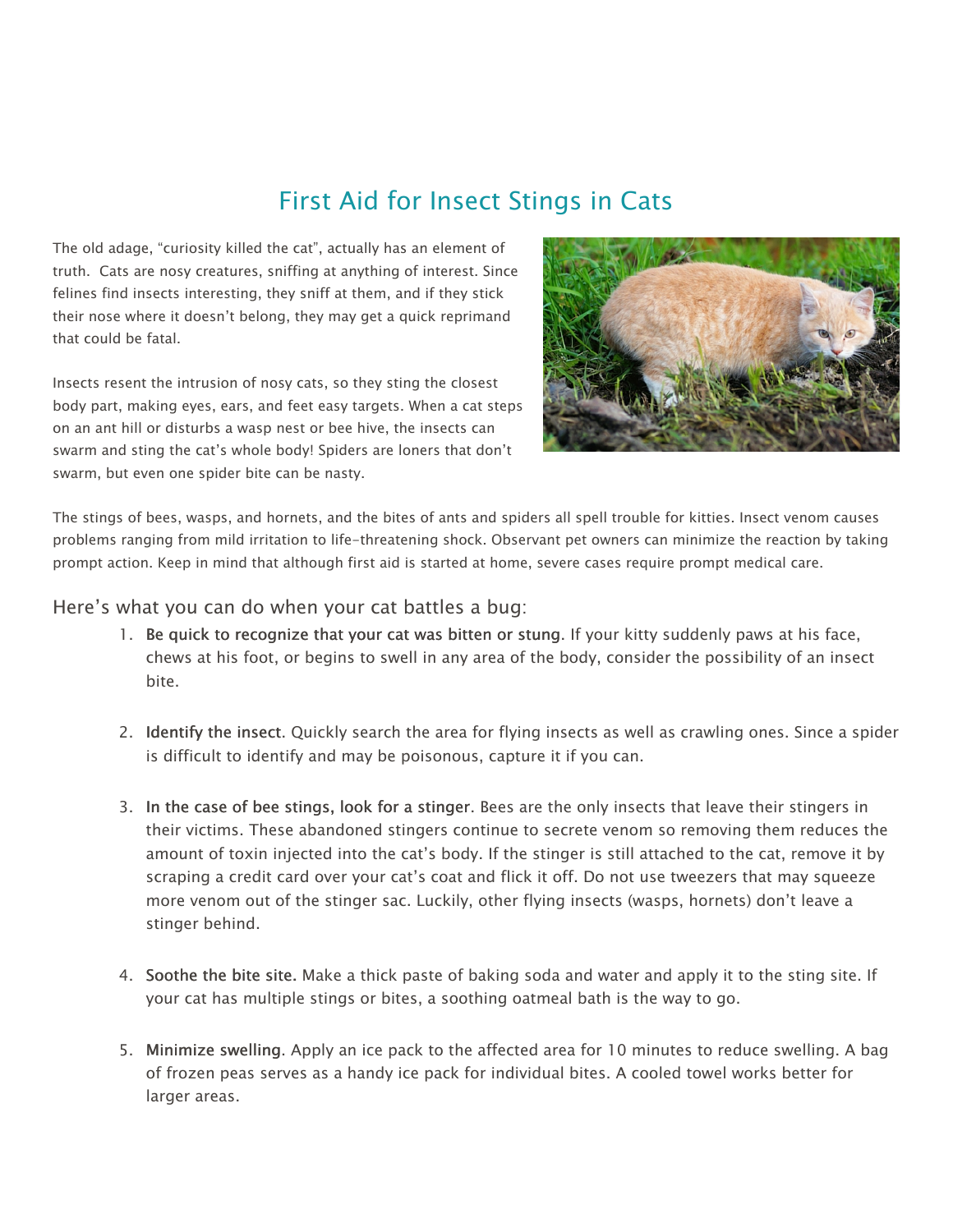# First Aid for Insect Stings in Cats

The old adage, "curiosity killed the cat", actually has an element of truth. Cats are nosy creatures, sniffing at anything of interest. Since felines find insects interesting, they sniff at them, and if they stick their nose where it doesn't belong, they may get a quick reprimand that could be fatal.

Insects resent the intrusion of nosy cats, so they sting the closest body part, making eyes, ears, and feet easy targets. When a cat steps on an ant hill or disturbs a wasp nest or bee hive, the insects can swarm and sting the cat's whole body! Spiders are loners that don't swarm, but even one spider bite can be nasty.

The stings of bees, wasps, and hornets, and the bites of ants and spiders all spell trouble for kitties. Insect venom causes problems ranging from mild irritation to life-threatening shock. Observant pet owners can minimize the reaction by taking prompt action. Keep in mind that although first aid is started at home, severe cases require prompt medical care.

## Here's what you can do when your cat battles a bug:

1. **Be quick to recognize that your cat was bitten or stung**. If your kitty suddenly paws at his face, chews at his foot, or begins to swell in any area of the body, consider the possibility of an insect bite.

2. **Identify the insect**. Quickly search the area for flying insects as well as crawling ones. Since a spider is difficult to identify and may be poisonous, capture it if you can.

3. **In the case of bee stings, look for a stinger**. Bees are the only insects that leave their stingers in their victims. These abandoned stingers continue to secrete venom so removing them reduces the amount of toxin injected into the cat's body. If the stinger is still attached to the cat, remove it by scraping a credit card over your cat's coat and flick it off. Do not use tweezers that may squeeze more venom out of the stinger sac. Luckily, other flying insects (wasps, hornets) don't leave a stinger behind.

4. **Soothe the bite site.** Make a thick paste of baking soda and water and apply it to the sting site. If your cat has multiple stings or bites, a soothing oatmeal bath is the way to go.

5. **Minimize swelling**. Apply an ice pack to the affected area for 10 minutes to reduce swelling. A bag of frozen peas serves as a handy ice pack for individual bites. A cooled towel works better for larger areas.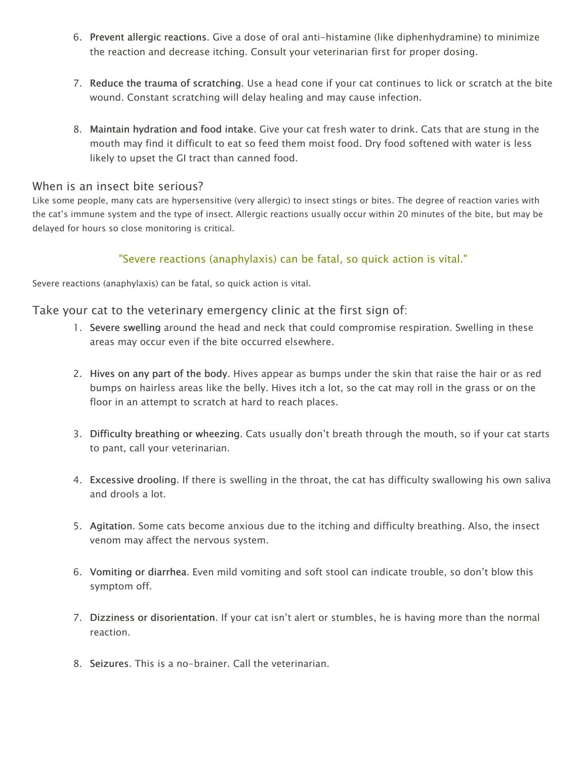6. **Prevent allergic reactions**. Give a dose of oral anti-histamine (like diphenhydramine) to minimize the reaction and decrease itching. Consult your veterinarian first for proper dosing.

7. **Reduce the trauma of scratching**. Use a head cone if your cat continues to lick or scratch at the bite wound. Constant scratching will delay healing and may cause infection.

8. **Maintain hydration and food intake**. Give your cat fresh water to drink. Cats that are stung in the mouth may find it difficult to eat so feed them moist food. Dry food softened with water is less likely to upset the GI tract than canned food.

## When is an insect bite serious?

Like some people, many cats are hypersensitive (very allergic) to insect stings or bites. The degree of reaction varies with the cat's immune system and the type of insect. Allergic reactions usually occur within 20 minutes of the bite, but may be delayed for hours so close monitoring is critical.

> "Severe reactions (anaphylaxis) can be fatal, so quick action is vital."

Severe reactions (anaphylaxis) can be fatal, so quick action is vital.

## Take your cat to the veterinary emergency clinic at the first sign of:

1. **Severe swelling** around the head and neck that could compromise respiration. Swelling in these areas may occur even if the bite occurred elsewhere.

2. **Hives on any part of the body**. Hives appear as bumps under the skin that raise the hair or as red bumps on hairless areas like the belly. Hives itch a lot, so the cat may roll in the grass or on the floor in an attempt to scratch at hard to reach places.

3. **Difficulty breathing or wheezing**. Cats usually don't breath through the mouth, so if your cat starts to pant, call your veterinarian.

4. **Excessive drooling**. If there is swelling in the throat, the cat has difficulty swallowing his own saliva and drools a lot.

5. **Agitation**. Some cats become anxious due to the itching and difficulty breathing. Also, the insect venom may affect the nervous system.

6. **Vomiting or diarrhea**. Even mild vomiting and soft stool can indicate trouble, so don't blow this symptom off.

7. **Dizziness or disorientation**. If your cat isn't alert or stumbles, he is having more than the normal reaction.

8. **Seizures**. This is a no-brainer. Call the veterinarian.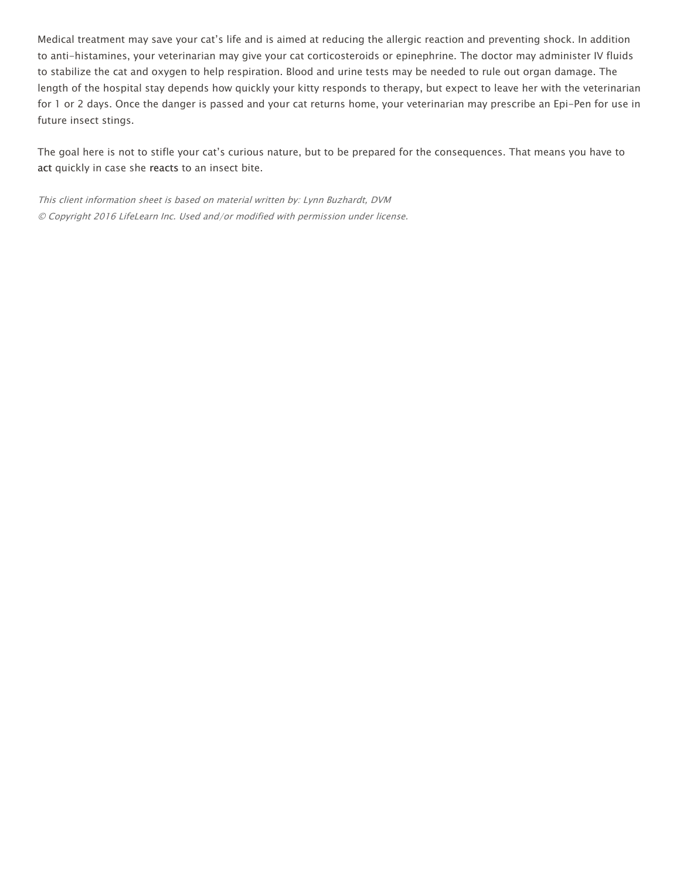Medical treatment may save your cat's life and is aimed at reducing the allergic reaction and preventing shock. In addition to anti-histamines, your veterinarian may give your cat corticosteroids or epinephrine. The doctor may administer IV fluids to stabilize the cat and oxygen to help respiration. Blood and urine tests may be needed to rule out organ damage. The length of the hospital stay depends how quickly your kitty responds to therapy, but expect to leave her with the veterinarian for 1 or 2 days. Once the danger is passed and your cat returns home, your veterinarian may prescribe an Epi-Pen for use in future insect stings.

The goal here is not to stifle your cat's curious nature, but to be prepared for the consequences. That means you have to act quickly in case she reacts to an insect bite.

*This client information sheet is based on material written by: Lynn Buzhardt, DVM*
*© Copyright 2016 LifeLearn Inc. Used and/or modified with permission under license.*